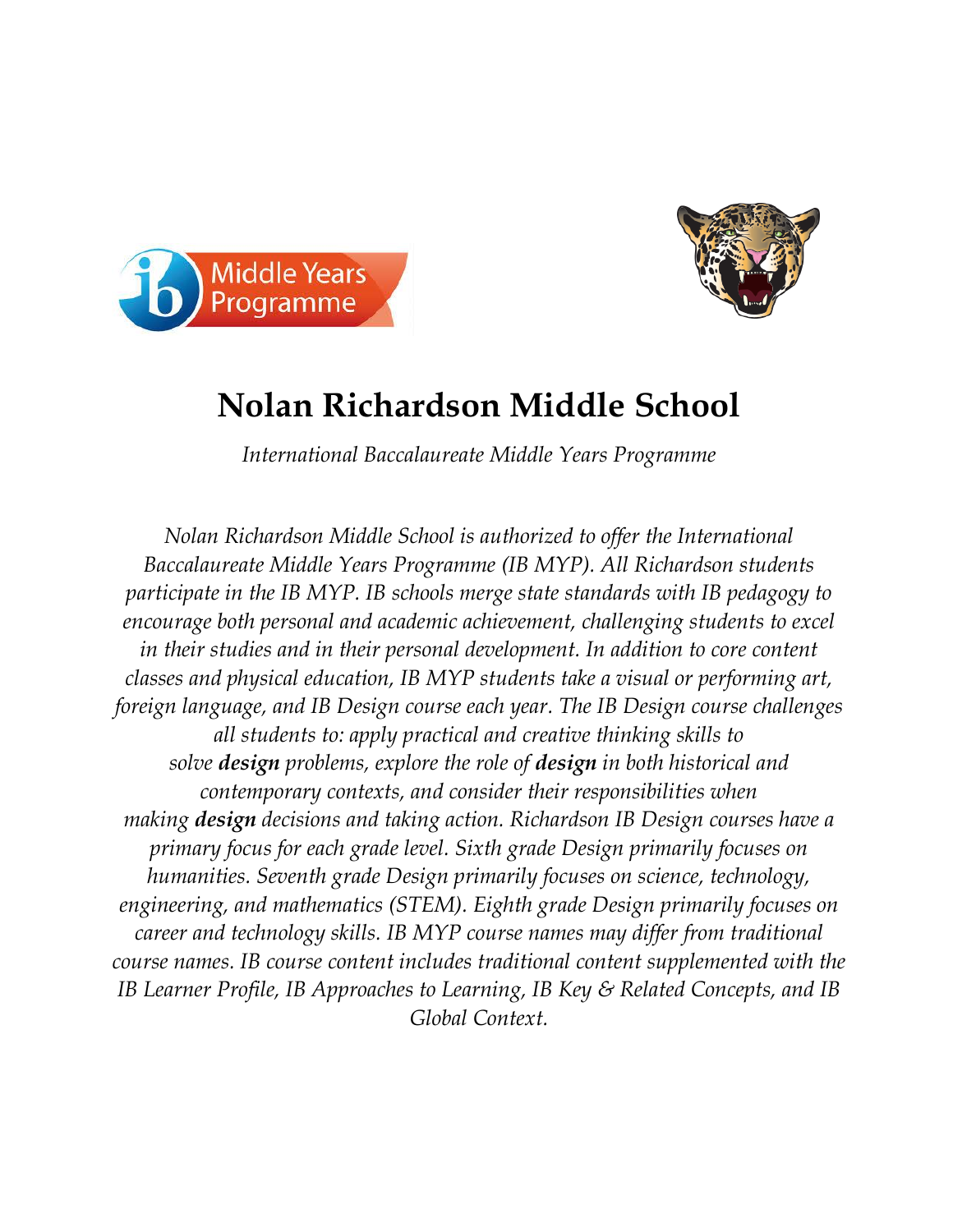# Nolan Richardson Middle School

*International Baccalaureate Middle Years Programme*

*Nolan Richardson Middle School is authorized to offer the International Baccalaureate Middle Years Programme (IB MYP). All Richardson students participate in the IB MYP. IB schools merge state standards with IB pedagogy to encourage both personal and academic achievement, challenging students to excel in their studies and in their personal development. In addition to core content classes and physical education, IB MYP students take a visual or performing art, foreign language, and IB Design course each year. The IB Design course challenges all students to: apply practical and creative thinking skills to solve* ***design*** *problems, explore the role of* ***design*** *in both historical and contemporary contexts, and consider their responsibilities when making* ***design*** *decisions and taking action. Richardson IB Design courses have a primary focus for each grade level. Sixth grade Design primarily focuses on humanities. Seventh grade Design primarily focuses on science, technology, engineering, and mathematics (STEM). Eighth grade Design primarily focuses on career and technology skills. IB MYP course names may differ from traditional course names. IB course content includes traditional content supplemented with the IB Learner Profile, IB Approaches to Learning, IB Key & Related Concepts, and IB Global Context.*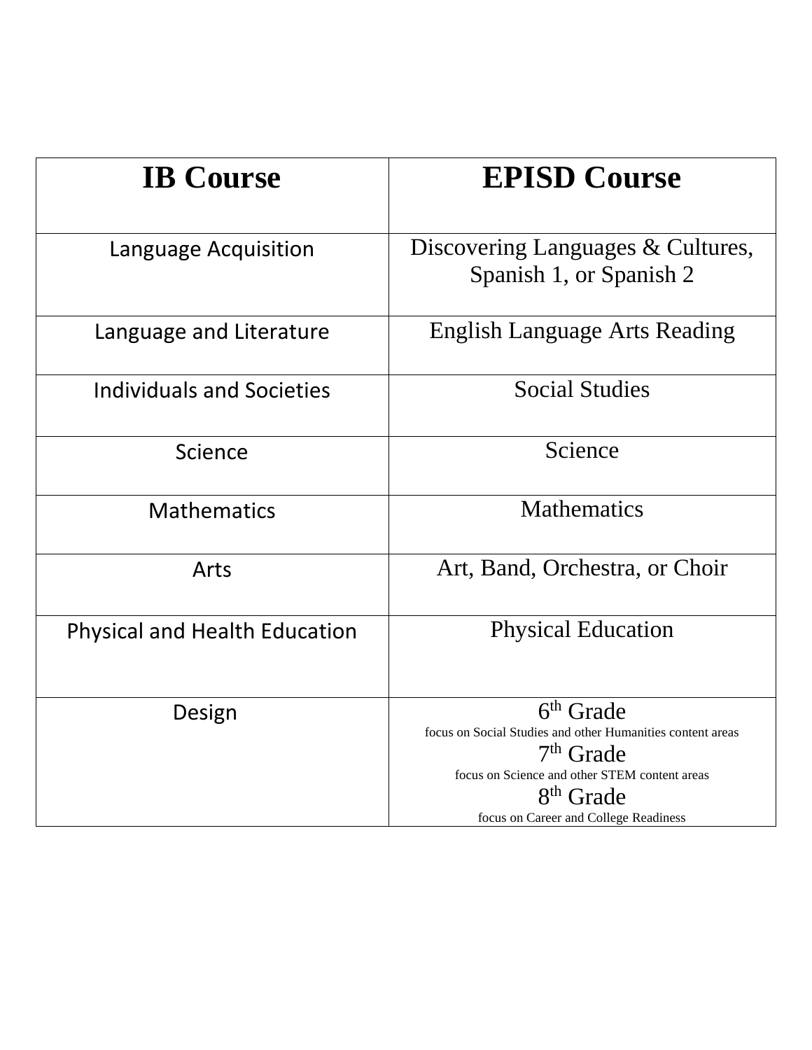| IB Course | EPISD Course |
| --- | --- |
| Language Acquisition | Discovering Languages & Cultures, Spanish 1, or Spanish 2 |
| Language and Literature | English Language Arts Reading |
| Individuals and Societies | Social Studies |
| Science | Science |
| Mathematics | Mathematics |
| Arts | Art, Band, Orchestra, or Choir |
| Physical and Health Education | Physical Education |
| Design | 6th Grade<br>focus on Social Studies and other Humanities content areas<br>7th Grade<br>focus on Science and other STEM content areas<br>8th Grade<br>focus on Career and College Readiness |